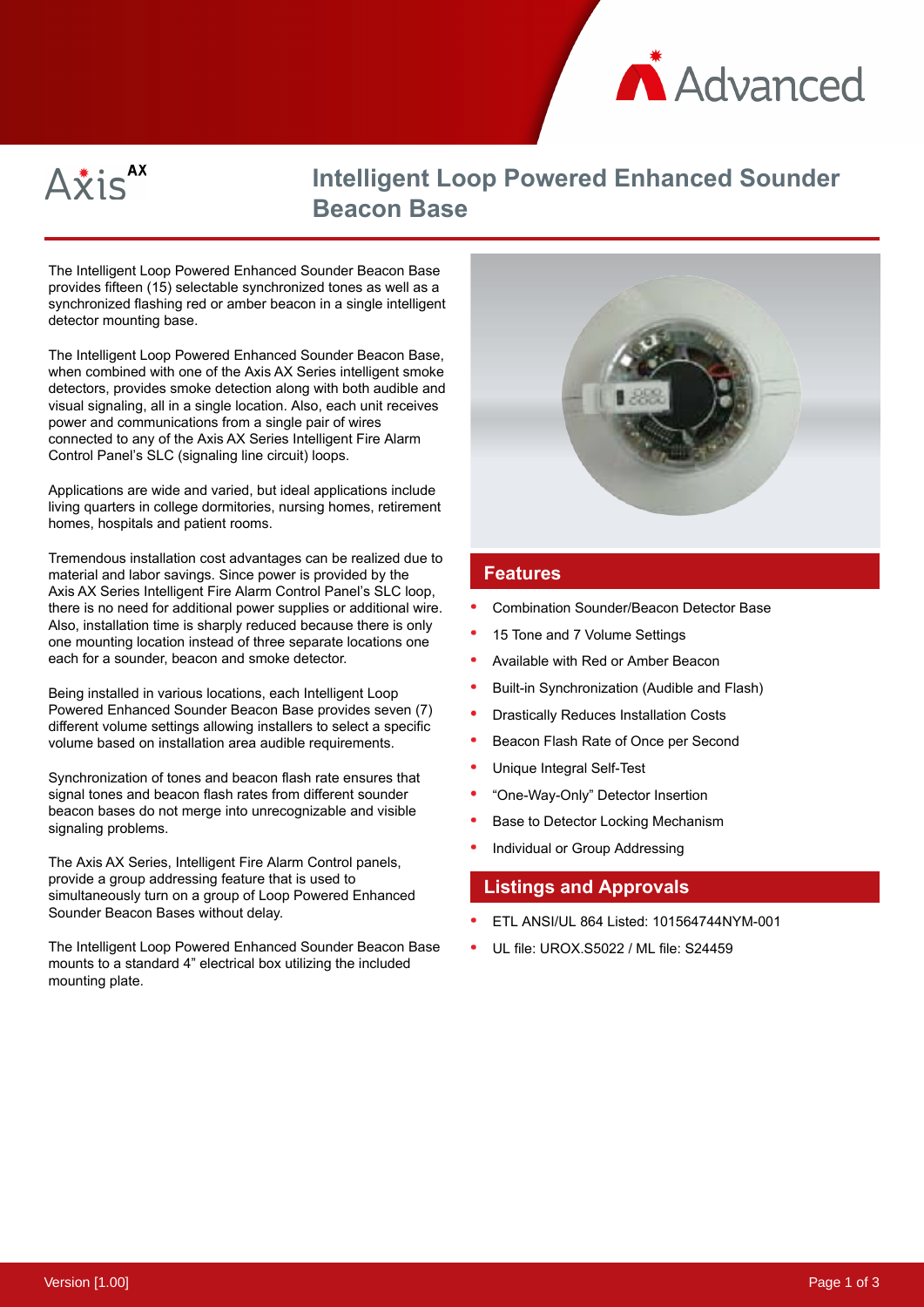# Intelligent Loop Powered Enhanced Sounder Beacon Base

The Intelligent Loop Powered Enhanced Sounder Beacon Base provides fifteen (15) selectable synchronized tones as well as a synchronized flashing red or amber beacon in a single intelligent detector mounting base.

The Intelligent Loop Powered Enhanced Sounder Beacon Base, when combined with one of the Axis AX Series intelligent smoke detectors, provides smoke detection along with both audible and visual signaling, all in a single location. Also, each unit receives power and communications from a single pair of wires connected to any of the Axis AX Series Intelligent Fire Alarm Control Panel's SLC (signaling line circuit) loops.

Applications are wide and varied, but ideal applications include living quarters in college dormitories, nursing homes, retirement homes, hospitals and patient rooms.

Tremendous installation cost advantages can be realized due to material and labor savings. Since power is provided by the Axis AX Series Intelligent Fire Alarm Control Panel's SLC loop, there is no need for additional power supplies or additional wire. Also, installation time is sharply reduced because there is only one mounting location instead of three separate locations one each for a sounder, beacon and smoke detector.

Being installed in various locations, each Intelligent Loop Powered Enhanced Sounder Beacon Base provides seven (7) different volume settings allowing installers to select a specific volume based on installation area audible requirements.

Synchronization of tones and beacon flash rate ensures that signal tones and beacon flash rates from different sounder beacon bases do not merge into unrecognizable and visible signaling problems.

The Axis AX Series, Intelligent Fire Alarm Control panels, provide a group addressing feature that is used to simultaneously turn on a group of Loop Powered Enhanced Sounder Beacon Bases without delay.

The Intelligent Loop Powered Enhanced Sounder Beacon Base mounts to a standard 4" electrical box utilizing the included mounting plate.

## Features

- Combination Sounder/Beacon Detector Base
- 15 Tone and 7 Volume Settings
- Available with Red or Amber Beacon
- Built-in Synchronization (Audible and Flash)
- Drastically Reduces Installation Costs
- Beacon Flash Rate of Once per Second
- Unique Integral Self-Test
- "One-Way-Only" Detector Insertion
- Base to Detector Locking Mechanism
- Individual or Group Addressing

## Listings and Approvals

- ETL ANSI/UL 864 Listed: 101564744NYM-001
- UL file: UROX.S5022 / ML file: S24459

Version [1.00]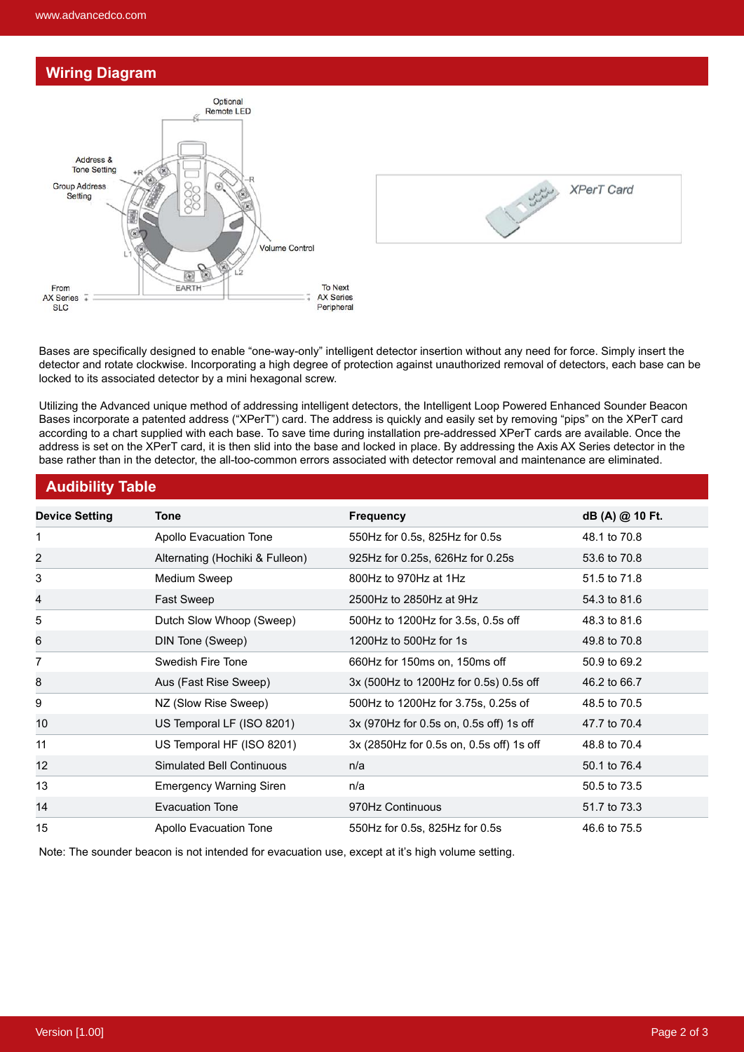## Wiring Diagram

Bases are specifically designed to enable "one-way-only" intelligent detector insertion without any need for force. Simply insert the detector and rotate clockwise. Incorporating a high degree of protection against unauthorized removal of detectors, each base can be locked to its associated detector by a mini hexagonal screw.

Utilizing the Advanced unique method of addressing intelligent detectors, the Intelligent Loop Powered Enhanced Sounder Beacon Bases incorporate a patented address ("XPerT") card. The address is quickly and easily set by removing "pips" on the XPerT card according to a chart supplied with each base. To save time during installation pre-addressed XPerT cards are available. Once the address is set on the XPerT card, it is then slid into the base and locked in place. By addressing the Axis AX Series detector in the base rather than in the detector, the all-too-common errors associated with detector removal and maintenance are eliminated.

## Audibility Table

| Device Setting | Tone | Frequency | dB (A) @ 10 Ft. |
|---|---|---|---|
| 1 | Apollo Evacuation Tone | 550Hz for 0.5s, 825Hz for 0.5s | 48.1 to 70.8 |
| 2 | Alternating (Hochiki & Fulleon) | 925Hz for 0.25s, 626Hz for 0.25s | 53.6 to 70.8 |
| 3 | Medium Sweep | 800Hz to 970Hz at 1Hz | 51.5 to 71.8 |
| 4 | Fast Sweep | 2500Hz to 2850Hz at 9Hz | 54.3 to 81.6 |
| 5 | Dutch Slow Whoop (Sweep) | 500Hz to 1200Hz for 3.5s, 0.5s off | 48.3 to 81.6 |
| 6 | DIN Tone (Sweep) | 1200Hz to 500Hz for 1s | 49.8 to 70.8 |
| 7 | Swedish Fire Tone | 660Hz for 150ms on, 150ms off | 50.9 to 69.2 |
| 8 | Aus (Fast Rise Sweep) | 3x (500Hz to 1200Hz for 0.5s) 0.5s off | 46.2 to 66.7 |
| 9 | NZ (Slow Rise Sweep) | 500Hz to 1200Hz for 3.75s, 0.25s of | 48.5 to 70.5 |
| 10 | US Temporal LF (ISO 8201) | 3x (970Hz for 0.5s on, 0.5s off) 1s off | 47.7 to 70.4 |
| 11 | US Temporal HF (ISO 8201) | 3x (2850Hz for 0.5s on, 0.5s off) 1s off | 48.8 to 70.4 |
| 12 | Simulated Bell Continuous | n/a | 50.1 to 76.4 |
| 13 | Emergency Warning Siren | n/a | 50.5 to 73.5 |
| 14 | Evacuation Tone | 970Hz Continuous | 51.7 to 73.3 |
| 15 | Apollo Evacuation Tone | 550Hz for 0.5s, 825Hz for 0.5s | 46.6 to 75.5 |

Note: The sounder beacon is not intended for evacuation use, except at it's high volume setting.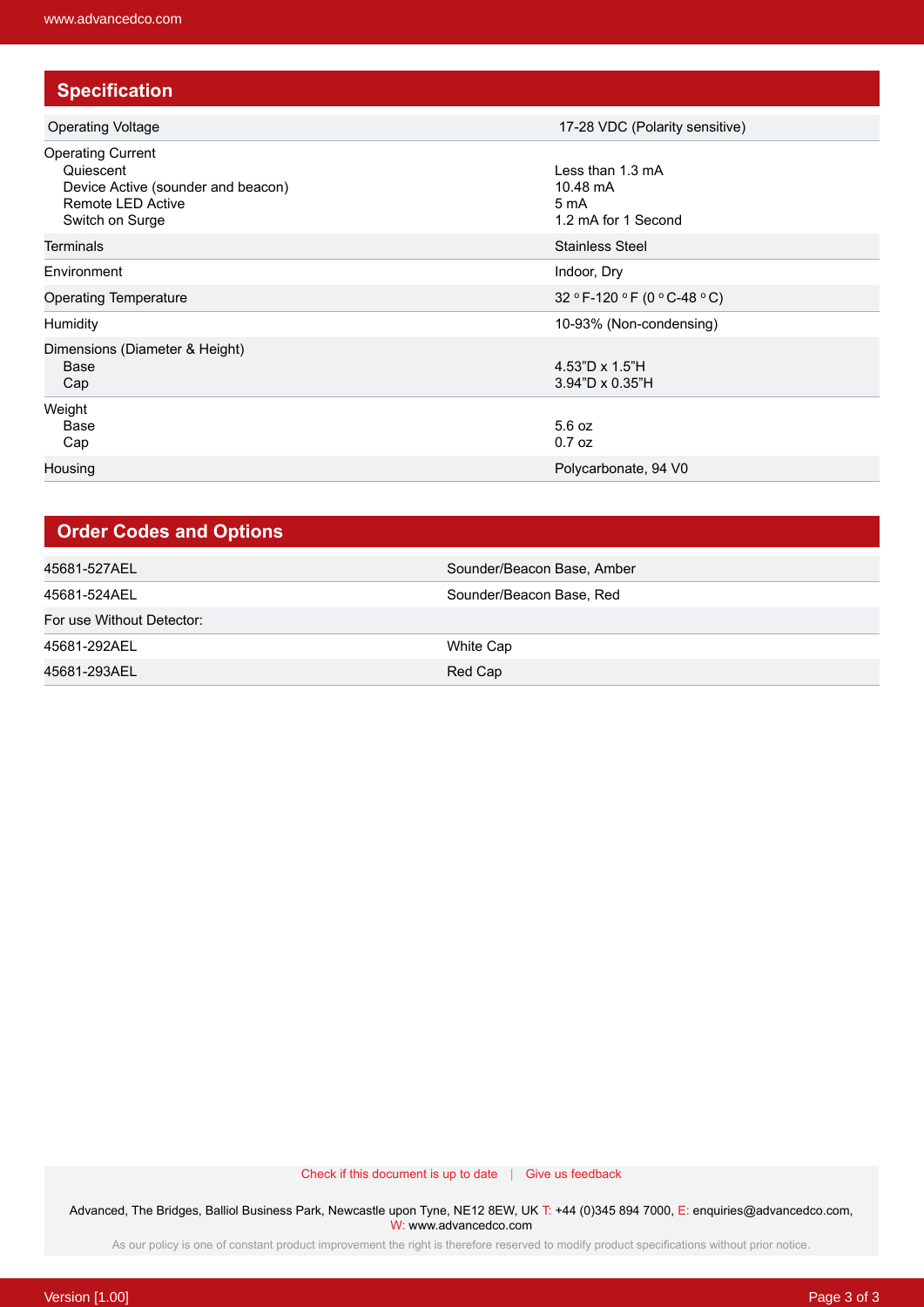## Specification

| | |
|---|---|
| Operating Voltage | 17-28 VDC (Polarity sensitive) |
| Operating Current<br>Quiescent<br>Device Active (sounder and beacon)<br>Remote LED Active<br>Switch on Surge | <br>Less than 1.3 mA<br>10.48 mA<br>5 mA<br>1.2 mA for 1 Second |
| Terminals | Stainless Steel |
| Environment | Indoor, Dry |
| Operating Temperature | 32 °F-120 °F (0 °C-48 °C) |
| Humidity | 10-93% (Non-condensing) |
| Dimensions (Diameter & Height)<br>Base<br>Cap | <br>4.53"D x 1.5"H<br>3.94"D x 0.35"H |
| Weight<br>Base<br>Cap | <br>5.6 oz<br>0.7 oz |
| Housing | Polycarbonate, 94 V0 |

## Order Codes and Options

| | |
|---|---|
| 45681-527AEL | Sounder/Beacon Base, Amber |
| 45681-524AEL | Sounder/Beacon Base, Red |
| For use Without Detector: | |
| 45681-292AEL | White Cap |
| 45681-293AEL | Red Cap |

Check if this document is up to date | Give us feedback

Advanced, The Bridges, Balliol Business Park, Newcastle upon Tyne, NE12 8EW, UK T: +44 (0)345 894 7000, E: enquiries@advancedco.com, W: www.advancedco.com

As our policy is one of constant product improvement the right is therefore reserved to modify product specifications without prior notice.

Version [1.00]